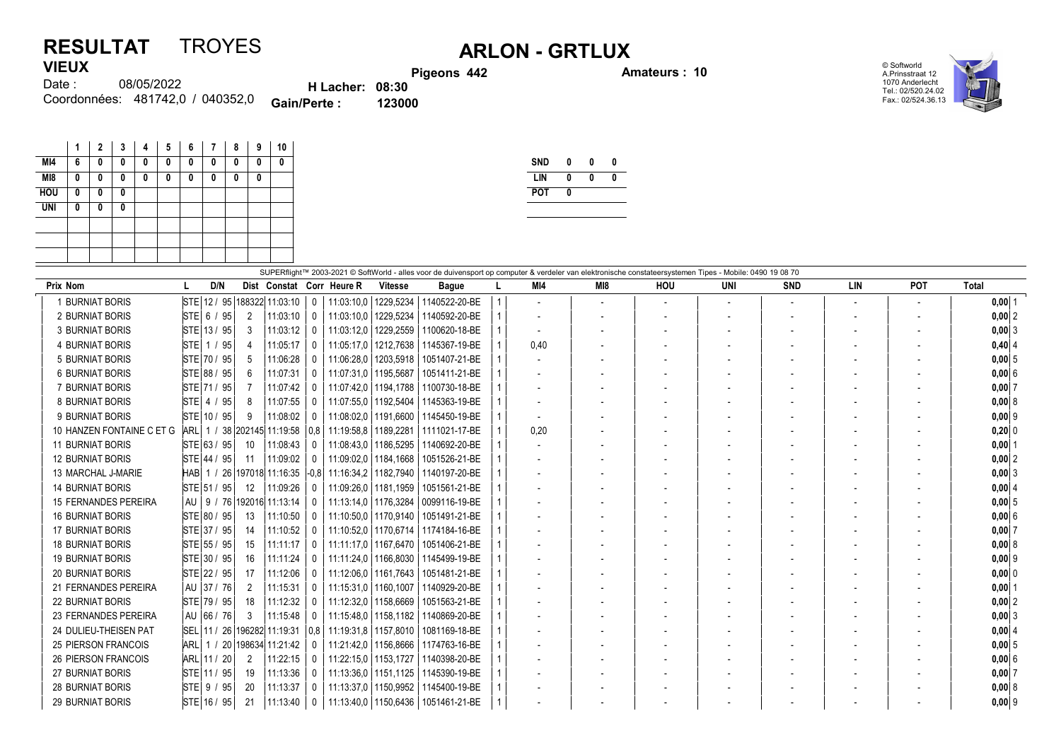# RESULTAT TROYES

## ARLON - GRTLUX

**VIEUX**

**Pigeons 442** **Amateurs : 10**

Date : 08/05/2022 **H Lacher: 08:30**

Coordonnées: 481742,0 / 040352,0 **Gain/Perte : 123000**

© Softworld
A.Prinsstraat 12
1070 Anderlecht
Tel.: 02/520.24.02
Fax.: 02/524.36.13

| | 1 | 2 | 3 | 4 | 5 | 6 | 7 | 8 | 9 | 10 |
|---|---|---|---|---|---|---|---|---|---|---|
| **MI4** | 6 | 0 | 0 | 0 | 0 | 0 | 0 | 0 | 0 | 0 |
| **MI8** | 0 | 0 | 0 | 0 | 0 | 0 | 0 | 0 | 0 | |
| **HOU** | 0 | 0 | 0 | | | | | | | |
| **UNI** | 0 | 0 | 0 | | | | | | | |

| | | | |
|---|---|---|---|
| **SND** | 0 | 0 | 0 |
| **LIN** | 0 | 0 | 0 |
| **POT** | 0 | | |

SUPERflight™ 2003-2021 © SoftWorld - alles voor de duivensport op computer & verdeler van elektronische constateersystemen Tipes - Mobile: 0490 19 08 70

| Prix | Nom | L | D/N | Dist | Constat | Corr | Heure R | Vitesse | Bague | L | MI4 | MI8 | HOU | UNI | SND | LIN | POT | Total | |
|---|---|---|---|---|---|---|---|---|---|---|---|---|---|---|---|---|---|---|---|
| 1 | BURNIAT BORIS | STE | 12 / 95 | 188322 | 11:03:10 | 0 | 11:03:10,0 | 1229,5234 | 1140522-20-BE | 1 | - | - | - | - | - | - | - | **0,00** | 1 |
| 2 | BURNIAT BORIS | STE | 6 / 95 | 2 | 11:03:10 | 0 | 11:03:10,0 | 1229,5234 | 1140592-20-BE | 1 | - | - | - | - | - | - | - | **0,00** | 2 |
| 3 | BURNIAT BORIS | STE | 13 / 95 | 3 | 11:03:12 | 0 | 11:03:12,0 | 1229,2559 | 1100620-18-BE | 1 | - | - | - | - | - | - | - | **0,00** | 3 |
| 4 | BURNIAT BORIS | STE | 1 / 95 | 4 | 11:05:17 | 0 | 11:05:17,0 | 1212,7638 | 1145367-19-BE | 1 | 0,40 | - | - | - | - | - | - | **0,40** | 4 |
| 5 | BURNIAT BORIS | STE | 70 / 95 | 5 | 11:06:28 | 0 | 11:06:28,0 | 1203,5918 | 1051407-21-BE | 1 | - | - | - | - | - | - | - | **0,00** | 5 |
| 6 | BURNIAT BORIS | STE | 88 / 95 | 6 | 11:07:31 | 0 | 11:07:31,0 | 1195,5687 | 1051411-21-BE | 1 | - | - | - | - | - | - | - | **0,00** | 6 |
| 7 | BURNIAT BORIS | STE | 71 / 95 | 7 | 11:07:42 | 0 | 11:07:42,0 | 1194,1788 | 1100730-18-BE | 1 | - | - | - | - | - | - | - | **0,00** | 7 |
| 8 | BURNIAT BORIS | STE | 4 / 95 | 8 | 11:07:55 | 0 | 11:07:55,0 | 1192,5404 | 1145363-19-BE | 1 | - | - | - | - | - | - | - | **0,00** | 8 |
| 9 | BURNIAT BORIS | STE | 10 / 95 | 9 | 11:08:02 | 0 | 11:08:02,0 | 1191,6600 | 1145450-19-BE | 1 | - | - | - | - | - | - | - | **0,00** | 9 |
| 10 | HANZEN FONTAINE C ET G | ARL | 1 / 38 | 202145 | 11:19:58 | 0,8 | 11:19:58,8 | 1189,2281 | 1111021-17-BE | 1 | 0,20 | - | - | - | - | - | - | **0,20** | 0 |
| 11 | BURNIAT BORIS | STE | 63 / 95 | 10 | 11:08:43 | 0 | 11:08:43,0 | 1186,5295 | 1140692-20-BE | 1 | - | - | - | - | - | - | - | **0,00** | 1 |
| 12 | BURNIAT BORIS | STE | 44 / 95 | 11 | 11:09:02 | 0 | 11:09:02,0 | 1184,1668 | 1051526-21-BE | 1 | - | - | - | - | - | - | - | **0,00** | 2 |
| 13 | MARCHAL J-MARIE | HAB | 1 / 26 | 197018 | 11:16:35 | -0,8 | 11:16:34,2 | 1182,7940 | 1140197-20-BE | 1 | - | - | - | - | - | - | - | **0,00** | 3 |
| 14 | BURNIAT BORIS | STE | 51 / 95 | 12 | 11:09:26 | 0 | 11:09:26,0 | 1181,1959 | 1051561-21-BE | 1 | - | - | - | - | - | - | - | **0,00** | 4 |
| 15 | FERNANDES PEREIRA | AU | 9 / 76 | 192016 | 11:13:14 | 0 | 11:13:14,0 | 1176,3284 | 0099116-19-BE | 1 | - | - | - | - | - | - | - | **0,00** | 5 |
| 16 | BURNIAT BORIS | STE | 80 / 95 | 13 | 11:10:50 | 0 | 11:10:50,0 | 1170,9140 | 1051491-21-BE | 1 | - | - | - | - | - | - | - | **0,00** | 6 |
| 17 | BURNIAT BORIS | STE | 37 / 95 | 14 | 11:10:52 | 0 | 11:10:52,0 | 1170,6714 | 1174184-16-BE | 1 | - | - | - | - | - | - | - | **0,00** | 7 |
| 18 | BURNIAT BORIS | STE | 55 / 95 | 15 | 11:11:17 | 0 | 11:11:17,0 | 1167,6470 | 1051406-21-BE | 1 | - | - | - | - | - | - | - | **0,00** | 8 |
| 19 | BURNIAT BORIS | STE | 30 / 95 | 16 | 11:11:24 | 0 | 11:11:24,0 | 1166,8030 | 1145499-19-BE | 1 | - | - | - | - | - | - | - | **0,00** | 9 |
| 20 | BURNIAT BORIS | STE | 22 / 95 | 17 | 11:12:06 | 0 | 11:12:06,0 | 1161,7643 | 1051481-21-BE | 1 | - | - | - | - | - | - | - | **0,00** | 0 |
| 21 | FERNANDES PEREIRA | AU | 37 / 76 | 2 | 11:15:31 | 0 | 11:15:31,0 | 1160,1007 | 1140929-20-BE | 1 | - | - | - | - | - | - | - | **0,00** | 1 |
| 22 | BURNIAT BORIS | STE | 79 / 95 | 18 | 11:12:32 | 0 | 11:12:32,0 | 1158,6669 | 1051563-21-BE | 1 | - | - | - | - | - | - | - | **0,00** | 2 |
| 23 | FERNANDES PEREIRA | AU | 66 / 76 | 3 | 11:15:48 | 0 | 11:15:48,0 | 1158,1182 | 1140869-20-BE | 1 | - | - | - | - | - | - | - | **0,00** | 3 |
| 24 | DULIEU-THEISEN PAT | SEL | 11 / 26 | 196282 | 11:19:31 | 0,8 | 11:19:31,8 | 1157,8010 | 1081169-18-BE | 1 | - | - | - | - | - | - | - | **0,00** | 4 |
| 25 | PIERSON FRANCOIS | ARL | 1 / 20 | 198634 | 11:21:42 | 0 | 11:21:42,0 | 1156,8666 | 1174763-16-BE | 1 | - | - | - | - | - | - | - | **0,00** | 5 |
| 26 | PIERSON FRANCOIS | ARL | 11 / 20 | 2 | 11:22:15 | 0 | 11:22:15,0 | 1153,1727 | 1140398-20-BE | 1 | - | - | - | - | - | - | - | **0,00** | 6 |
| 27 | BURNIAT BORIS | STE | 11 / 95 | 19 | 11:13:36 | 0 | 11:13:36,0 | 1151,1125 | 1145390-19-BE | 1 | - | - | - | - | - | - | - | **0,00** | 7 |
| 28 | BURNIAT BORIS | STE | 9 / 95 | 20 | 11:13:37 | 0 | 11:13:37,0 | 1150,9952 | 1145400-19-BE | 1 | - | - | - | - | - | - | - | **0,00** | 8 |
| 29 | BURNIAT BORIS | STE | 16 / 95 | 21 | 11:13:40 | 0 | 11:13:40,0 | 1150,6436 | 1051461-21-BE | 1 | - | - | - | - | - | - | - | **0,00** | 9 |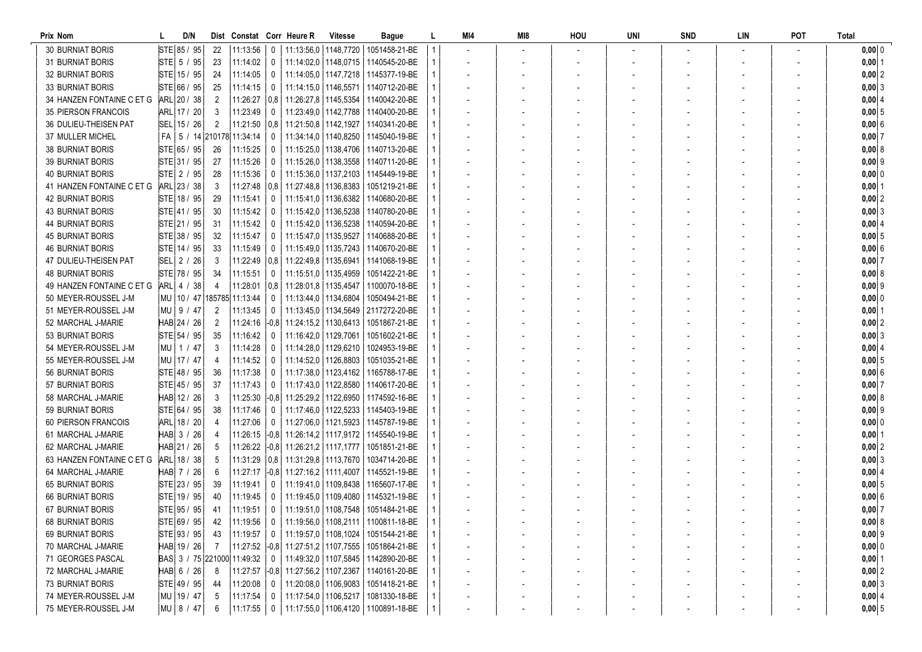| Prix | Nom | L | D/N | Dist | Constat | Corr | Heure R | Vitesse | Bague | L | MI4 | MI8 | HOU | UNI | SND | LIN | POT | Total | |
|---|---|---|---|---|---|---|---|---|---|---|---|---|---|---|---|---|---|---|---|
| 30 | BURNIAT BORIS | STE | 85 / 95 | 22 | 11:13:56 | 0 | 11:13:56,0 | 1148,7720 | 1051458-21-BE | 1 | - | - | - | - | - | - | - | 0,00 | 0 |
| 31 | BURNIAT BORIS | STE | 5 / 95 | 23 | 11:14:02 | 0 | 11:14:02,0 | 1148,0715 | 1140545-20-BE | 1 | - | - | - | - | - | - | - | 0,00 | 1 |
| 32 | BURNIAT BORIS | STE | 15 / 95 | 24 | 11:14:05 | 0 | 11:14:05,0 | 1147,7218 | 1145377-19-BE | 1 | - | - | - | - | - | - | - | 0,00 | 2 |
| 33 | BURNIAT BORIS | STE | 66 / 95 | 25 | 11:14:15 | 0 | 11:14:15,0 | 1146,5571 | 1140712-20-BE | 1 | - | - | - | - | - | - | - | 0,00 | 3 |
| 34 | HANZEN FONTAINE C ET G | ARL | 20 / 38 | 2 | 11:26:27 | 0,8 | 11:26:27,8 | 1145,5354 | 1140042-20-BE | 1 | - | - | - | - | - | - | - | 0,00 | 4 |
| 35 | PIERSON FRANCOIS | ARL | 17 / 20 | 3 | 11:23:49 | 0 | 11:23:49,0 | 1142,7788 | 1140400-20-BE | 1 | - | - | - | - | - | - | - | 0,00 | 5 |
| 36 | DULIEU-THEISEN PAT | SEL | 15 / 26 | 2 | 11:21:50 | 0,8 | 11:21:50,8 | 1142,1927 | 1140341-20-BE | 1 | - | - | - | - | - | - | - | 0,00 | 6 |
| 37 | MULLER MICHEL | FA | 5 / 14 | 210178 | 11:34:14 | 0 | 11:34:14,0 | 1140,8250 | 1145040-19-BE | 1 | - | - | - | - | - | - | - | 0,00 | 7 |
| 38 | BURNIAT BORIS | STE | 65 / 95 | 26 | 11:15:25 | 0 | 11:15:25,0 | 1138,4706 | 1140713-20-BE | 1 | - | - | - | - | - | - | - | 0,00 | 8 |
| 39 | BURNIAT BORIS | STE | 31 / 95 | 27 | 11:15:26 | 0 | 11:15:26,0 | 1138,3558 | 1140711-20-BE | 1 | - | - | - | - | - | - | - | 0,00 | 9 |
| 40 | BURNIAT BORIS | STE | 2 / 95 | 28 | 11:15:36 | 0 | 11:15:36,0 | 1137,2103 | 1145449-19-BE | 1 | - | - | - | - | - | - | - | 0,00 | 0 |
| 41 | HANZEN FONTAINE C ET G | ARL | 23 / 38 | 3 | 11:27:48 | 0,8 | 11:27:48,8 | 1136,8383 | 1051219-21-BE | 1 | - | - | - | - | - | - | - | 0,00 | 1 |
| 42 | BURNIAT BORIS | STE | 18 / 95 | 29 | 11:15:41 | 0 | 11:15:41,0 | 1136,6382 | 1140680-20-BE | 1 | - | - | - | - | - | - | - | 0,00 | 2 |
| 43 | BURNIAT BORIS | STE | 41 / 95 | 30 | 11:15:42 | 0 | 11:15:42,0 | 1136,5238 | 1140780-20-BE | 1 | - | - | - | - | - | - | - | 0,00 | 3 |
| 44 | BURNIAT BORIS | STE | 21 / 95 | 31 | 11:15:42 | 0 | 11:15:42,0 | 1136,5238 | 1140594-20-BE | 1 | - | - | - | - | - | - | - | 0,00 | 4 |
| 45 | BURNIAT BORIS | STE | 38 / 95 | 32 | 11:15:47 | 0 | 11:15:47,0 | 1135,9527 | 1140688-20-BE | 1 | - | - | - | - | - | - | - | 0,00 | 5 |
| 46 | BURNIAT BORIS | STE | 14 / 95 | 33 | 11:15:49 | 0 | 11:15:49,0 | 1135,7243 | 1140670-20-BE | 1 | - | - | - | - | - | - | - | 0,00 | 6 |
| 47 | DULIEU-THEISEN PAT | SEL | 2 / 26 | 3 | 11:22:49 | 0,8 | 11:22:49,8 | 1135,6941 | 1141068-19-BE | 1 | - | - | - | - | - | - | - | 0,00 | 7 |
| 48 | BURNIAT BORIS | STE | 78 / 95 | 34 | 11:15:51 | 0 | 11:15:51,0 | 1135,4959 | 1051422-21-BE | 1 | - | - | - | - | - | - | - | 0,00 | 8 |
| 49 | HANZEN FONTAINE C ET G | ARL | 4 / 38 | 4 | 11:28:01 | 0,8 | 11:28:01,8 | 1135,4547 | 1100070-18-BE | 1 | - | - | - | - | - | - | - | 0,00 | 9 |
| 50 | MEYER-ROUSSEL J-M | MU | 10 / 47 | 185785 | 11:13:44 | 0 | 11:13:44,0 | 1134,6804 | 1050494-21-BE | 1 | - | - | - | - | - | - | - | 0,00 | 0 |
| 51 | MEYER-ROUSSEL J-M | MU | 9 / 47 | 2 | 11:13:45 | 0 | 11:13:45,0 | 1134,5649 | 2117272-20-BE | 1 | - | - | - | - | - | - | - | 0,00 | 1 |
| 52 | MARCHAL J-MARIE | HAB | 24 / 26 | 2 | 11:24:16 | -0,8 | 11:24:15,2 | 1130,6413 | 1051867-21-BE | 1 | - | - | - | - | - | - | - | 0,00 | 2 |
| 53 | BURNIAT BORIS | STE | 54 / 95 | 35 | 11:16:42 | 0 | 11:16:42,0 | 1129,7061 | 1051602-21-BE | 1 | - | - | - | - | - | - | - | 0,00 | 3 |
| 54 | MEYER-ROUSSEL J-M | MU | 1 / 47 | 3 | 11:14:28 | 0 | 11:14:28,0 | 1129,6210 | 1024953-19-BE | 1 | - | - | - | - | - | - | - | 0,00 | 4 |
| 55 | MEYER-ROUSSEL J-M | MU | 17 / 47 | 4 | 11:14:52 | 0 | 11:14:52,0 | 1126,8803 | 1051035-21-BE | 1 | - | - | - | - | - | - | - | 0,00 | 5 |
| 56 | BURNIAT BORIS | STE | 48 / 95 | 36 | 11:17:38 | 0 | 11:17:38,0 | 1123,4162 | 1165788-17-BE | 1 | - | - | - | - | - | - | - | 0,00 | 6 |
| 57 | BURNIAT BORIS | STE | 45 / 95 | 37 | 11:17:43 | 0 | 11:17:43,0 | 1122,8580 | 1140617-20-BE | 1 | - | - | - | - | - | - | - | 0,00 | 7 |
| 58 | MARCHAL J-MARIE | HAB | 12 / 26 | 3 | 11:25:30 | -0,8 | 11:25:29,2 | 1122,6950 | 1174592-16-BE | 1 | - | - | - | - | - | - | - | 0,00 | 8 |
| 59 | BURNIAT BORIS | STE | 64 / 95 | 38 | 11:17:46 | 0 | 11:17:46,0 | 1122,5233 | 1145403-19-BE | 1 | - | - | - | - | - | - | - | 0,00 | 9 |
| 60 | PIERSON FRANCOIS | ARL | 18 / 20 | 4 | 11:27:06 | 0 | 11:27:06,0 | 1121,5923 | 1145787-19-BE | 1 | - | - | - | - | - | - | - | 0,00 | 0 |
| 61 | MARCHAL J-MARIE | HAB | 3 / 26 | 4 | 11:26:15 | -0,8 | 11:26:14,2 | 1117,9172 | 1145540-19-BE | 1 | - | - | - | - | - | - | - | 0,00 | 1 |
| 62 | MARCHAL J-MARIE | HAB | 21 / 26 | 5 | 11:26:22 | -0,8 | 11:26:21,2 | 1117,1777 | 1051851-21-BE | 1 | - | - | - | - | - | - | - | 0,00 | 2 |
| 63 | HANZEN FONTAINE C ET G | ARL | 18 / 38 | 5 | 11:31:29 | 0,8 | 11:31:29,8 | 1113,7670 | 1034714-20-BE | 1 | - | - | - | - | - | - | - | 0,00 | 3 |
| 64 | MARCHAL J-MARIE | HAB | 7 / 26 | 6 | 11:27:17 | -0,8 | 11:27:16,2 | 1111,4007 | 1145521-19-BE | 1 | - | - | - | - | - | - | - | 0,00 | 4 |
| 65 | BURNIAT BORIS | STE | 23 / 95 | 39 | 11:19:41 | 0 | 11:19:41,0 | 1109,8438 | 1165607-17-BE | 1 | - | - | - | - | - | - | - | 0,00 | 5 |
| 66 | BURNIAT BORIS | STE | 19 / 95 | 40 | 11:19:45 | 0 | 11:19:45,0 | 1109,4080 | 1145321-19-BE | 1 | - | - | - | - | - | - | - | 0,00 | 6 |
| 67 | BURNIAT BORIS | STE | 95 / 95 | 41 | 11:19:51 | 0 | 11:19:51,0 | 1108,7548 | 1051484-21-BE | 1 | - | - | - | - | - | - | - | 0,00 | 7 |
| 68 | BURNIAT BORIS | STE | 69 / 95 | 42 | 11:19:56 | 0 | 11:19:56,0 | 1108,2111 | 1100811-18-BE | 1 | - | - | - | - | - | - | - | 0,00 | 8 |
| 69 | BURNIAT BORIS | STE | 93 / 95 | 43 | 11:19:57 | 0 | 11:19:57,0 | 1108,1024 | 1051544-21-BE | 1 | - | - | - | - | - | - | - | 0,00 | 9 |
| 70 | MARCHAL J-MARIE | HAB | 19 / 26 | 7 | 11:27:52 | -0,8 | 11:27:51,2 | 1107,7555 | 1051864-21-BE | 1 | - | - | - | - | - | - | - | 0,00 | 0 |
| 71 | GEORGES PASCAL | BAS | 3 / 75 | 221000 | 11:49:32 | 0 | 11:49:32,0 | 1107,5845 | 1142890-20-BE | 1 | - | - | - | - | - | - | - | 0,00 | 1 |
| 72 | MARCHAL J-MARIE | HAB | 6 / 26 | 8 | 11:27:57 | -0,8 | 11:27:56,2 | 1107,2367 | 1140161-20-BE | 1 | - | - | - | - | - | - | - | 0,00 | 2 |
| 73 | BURNIAT BORIS | STE | 49 / 95 | 44 | 11:20:08 | 0 | 11:20:08,0 | 1106,9083 | 1051418-21-BE | 1 | - | - | - | - | - | - | - | 0,00 | 3 |
| 74 | MEYER-ROUSSEL J-M | MU | 19 / 47 | 5 | 11:17:54 | 0 | 11:17:54,0 | 1106,5217 | 1081330-18-BE | 1 | - | - | - | - | - | - | - | 0,00 | 4 |
| 75 | MEYER-ROUSSEL J-M | MU | 8 / 47 | 6 | 11:17:55 | 0 | 11:17:55,0 | 1106,4120 | 1100891-18-BE | 1 | - | - | - | - | - | - | - | 0,00 | 5 |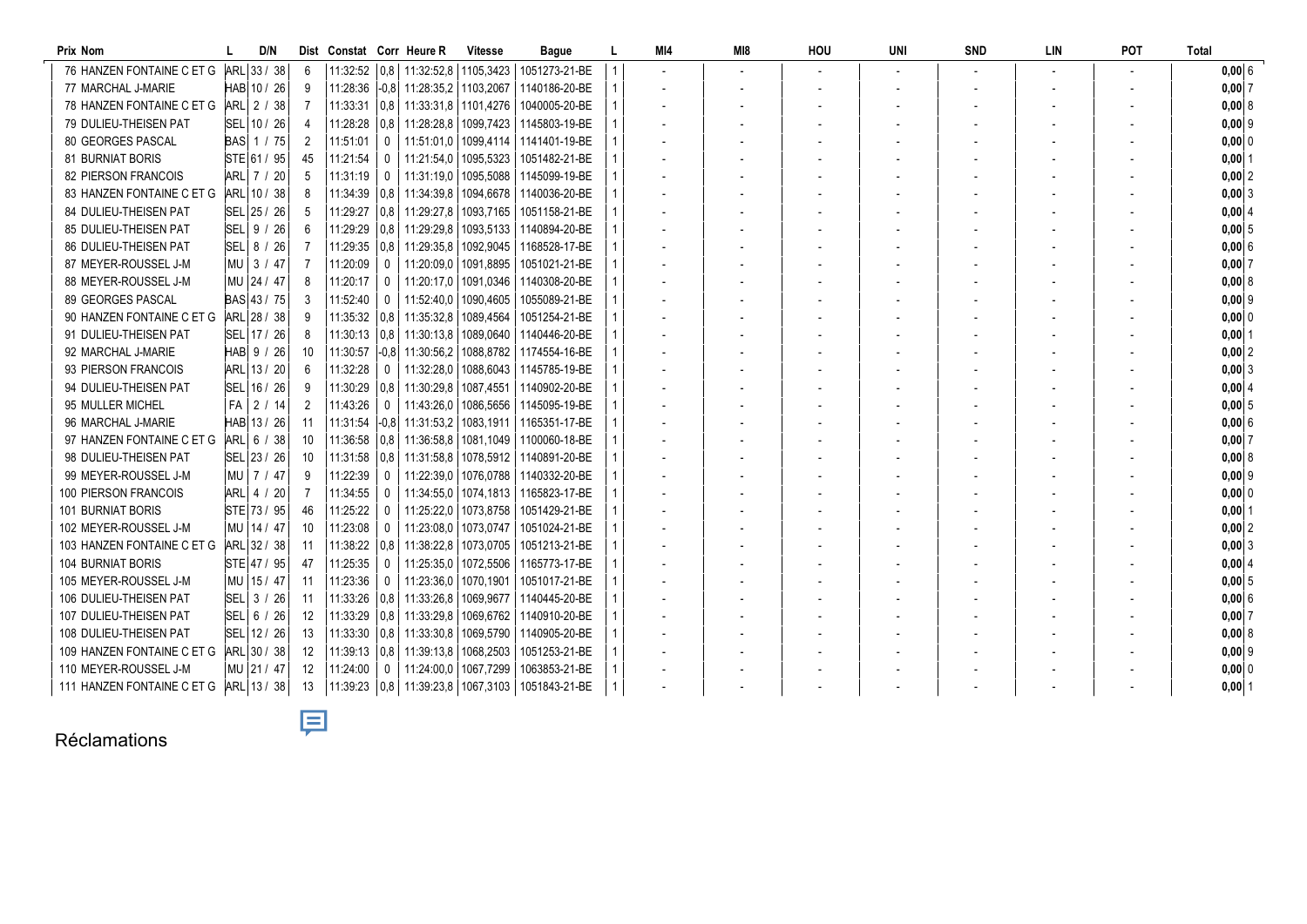| Prix | Nom | L | D/N | Dist | Constat | Corr | Heure R | Vitesse | Bague | L | MI4 | MI8 | HOU | UNI | SND | LIN | POT | Total | |
|---|---|---|---|---|---|---|---|---|---|---|---|---|---|---|---|---|---|---|---|
| 76 | HANZEN FONTAINE C ET G | ARL | 33 / 38 | 6 | 11:32:52 | 0,8 | 11:32:52,8 | 1105,3423 | 1051273-21-BE | 1 | - | - | - | - | - | - | - | 0,00 | 6 |
| 77 | MARCHAL J-MARIE | HAB | 10 / 26 | 9 | 11:28:36 | -0,8 | 11:28:35,2 | 1103,2067 | 1140186-20-BE | 1 | - | - | - | - | - | - | - | 0,00 | 7 |
| 78 | HANZEN FONTAINE C ET G | ARL | 2 / 38 | 7 | 11:33:31 | 0,8 | 11:33:31,8 | 1101,4276 | 1040005-20-BE | 1 | - | - | - | - | - | - | - | 0,00 | 8 |
| 79 | DULIEU-THEISEN PAT | SEL | 10 / 26 | 4 | 11:28:28 | 0,8 | 11:28:28,8 | 1099,7423 | 1145803-19-BE | 1 | - | - | - | - | - | - | - | 0,00 | 9 |
| 80 | GEORGES PASCAL | BAS | 1 / 75 | 2 | 11:51:01 | 0 | 11:51:01,0 | 1099,4114 | 1141401-19-BE | 1 | - | - | - | - | - | - | - | 0,00 | 0 |
| 81 | BURNIAT BORIS | STE | 61 / 95 | 45 | 11:21:54 | 0 | 11:21:54,0 | 1095,5323 | 1051482-21-BE | 1 | - | - | - | - | - | - | - | 0,00 | 1 |
| 82 | PIERSON FRANCOIS | ARL | 7 / 20 | 5 | 11:31:19 | 0 | 11:31:19,0 | 1095,5088 | 1145099-19-BE | 1 | - | - | - | - | - | - | - | 0,00 | 2 |
| 83 | HANZEN FONTAINE C ET G | ARL | 10 / 38 | 8 | 11:34:39 | 0,8 | 11:34:39,8 | 1094,6678 | 1140036-20-BE | 1 | - | - | - | - | - | - | - | 0,00 | 3 |
| 84 | DULIEU-THEISEN PAT | SEL | 25 / 26 | 5 | 11:29:27 | 0,8 | 11:29:27,8 | 1093,7165 | 1051158-21-BE | 1 | - | - | - | - | - | - | - | 0,00 | 4 |
| 85 | DULIEU-THEISEN PAT | SEL | 9 / 26 | 6 | 11:29:29 | 0,8 | 11:29:29,8 | 1093,5133 | 1140894-20-BE | 1 | - | - | - | - | - | - | - | 0,00 | 5 |
| 86 | DULIEU-THEISEN PAT | SEL | 8 / 26 | 7 | 11:29:35 | 0,8 | 11:29:35,8 | 1092,9045 | 1168528-17-BE | 1 | - | - | - | - | - | - | - | 0,00 | 6 |
| 87 | MEYER-ROUSSEL J-M | MU | 3 / 47 | 7 | 11:20:09 | 0 | 11:20:09,0 | 1091,8895 | 1051021-21-BE | 1 | - | - | - | - | - | - | - | 0,00 | 7 |
| 88 | MEYER-ROUSSEL J-M | MU | 24 / 47 | 8 | 11:20:17 | 0 | 11:20:17,0 | 1091,0346 | 1140308-20-BE | 1 | - | - | - | - | - | - | - | 0,00 | 8 |
| 89 | GEORGES PASCAL | BAS | 43 / 75 | 3 | 11:52:40 | 0 | 11:52:40,0 | 1090,4605 | 1055089-21-BE | 1 | - | - | - | - | - | - | - | 0,00 | 9 |
| 90 | HANZEN FONTAINE C ET G | ARL | 28 / 38 | 9 | 11:35:32 | 0,8 | 11:35:32,8 | 1089,4564 | 1051254-21-BE | 1 | - | - | - | - | - | - | - | 0,00 | 0 |
| 91 | DULIEU-THEISEN PAT | SEL | 17 / 26 | 8 | 11:30:13 | 0,8 | 11:30:13,8 | 1089,0640 | 1140446-20-BE | 1 | - | - | - | - | - | - | - | 0,00 | 1 |
| 92 | MARCHAL J-MARIE | HAB | 9 / 26 | 10 | 11:30:57 | -0,8 | 11:30:56,2 | 1088,8782 | 1174554-16-BE | 1 | - | - | - | - | - | - | - | 0,00 | 2 |
| 93 | PIERSON FRANCOIS | ARL | 13 / 20 | 6 | 11:32:28 | 0 | 11:32:28,0 | 1088,6043 | 1145785-19-BE | 1 | - | - | - | - | - | - | - | 0,00 | 3 |
| 94 | DULIEU-THEISEN PAT | SEL | 16 / 26 | 9 | 11:30:29 | 0,8 | 11:30:29,8 | 1087,4551 | 1140902-20-BE | 1 | - | - | - | - | - | - | - | 0,00 | 4 |
| 95 | MULLER MICHEL | FA | 2 / 14 | 2 | 11:43:26 | 0 | 11:43:26,0 | 1086,5656 | 1145095-19-BE | 1 | - | - | - | - | - | - | - | 0,00 | 5 |
| 96 | MARCHAL J-MARIE | HAB | 13 / 26 | 11 | 11:31:54 | -0,8 | 11:31:53,2 | 1083,1911 | 1165351-17-BE | 1 | - | - | - | - | - | - | - | 0,00 | 6 |
| 97 | HANZEN FONTAINE C ET G | ARL | 6 / 38 | 10 | 11:36:58 | 0,8 | 11:36:58,8 | 1081,1049 | 1100060-18-BE | 1 | - | - | - | - | - | - | - | 0,00 | 7 |
| 98 | DULIEU-THEISEN PAT | SEL | 23 / 26 | 10 | 11:31:58 | 0,8 | 11:31:58,8 | 1078,5912 | 1140891-20-BE | 1 | - | - | - | - | - | - | - | 0,00 | 8 |
| 99 | MEYER-ROUSSEL J-M | MU | 7 / 47 | 9 | 11:22:39 | 0 | 11:22:39,0 | 1076,0788 | 1140332-20-BE | 1 | - | - | - | - | - | - | - | 0,00 | 9 |
| 100 | PIERSON FRANCOIS | ARL | 4 / 20 | 7 | 11:34:55 | 0 | 11:34:55,0 | 1074,1813 | 1165823-17-BE | 1 | - | - | - | - | - | - | - | 0,00 | 0 |
| 101 | BURNIAT BORIS | STE | 73 / 95 | 46 | 11:25:22 | 0 | 11:25:22,0 | 1073,8758 | 1051429-21-BE | 1 | - | - | - | - | - | - | - | 0,00 | 1 |
| 102 | MEYER-ROUSSEL J-M | MU | 14 / 47 | 10 | 11:23:08 | 0 | 11:23:08,0 | 1073,0747 | 1051024-21-BE | 1 | - | - | - | - | - | - | - | 0,00 | 2 |
| 103 | HANZEN FONTAINE C ET G | ARL | 32 / 38 | 11 | 11:38:22 | 0,8 | 11:38:22,8 | 1073,0705 | 1051213-21-BE | 1 | - | - | - | - | - | - | - | 0,00 | 3 |
| 104 | BURNIAT BORIS | STE | 47 / 95 | 47 | 11:25:35 | 0 | 11:25:35,0 | 1072,5506 | 1165773-17-BE | 1 | - | - | - | - | - | - | - | 0,00 | 4 |
| 105 | MEYER-ROUSSEL J-M | MU | 15 / 47 | 11 | 11:23:36 | 0 | 11:23:36,0 | 1070,1901 | 1051017-21-BE | 1 | - | - | - | - | - | - | - | 0,00 | 5 |
| 106 | DULIEU-THEISEN PAT | SEL | 3 / 26 | 11 | 11:33:26 | 0,8 | 11:33:26,8 | 1069,9677 | 1140445-20-BE | 1 | - | - | - | - | - | - | - | 0,00 | 6 |
| 107 | DULIEU-THEISEN PAT | SEL | 6 / 26 | 12 | 11:33:29 | 0,8 | 11:33:29,8 | 1069,6762 | 1140910-20-BE | 1 | - | - | - | - | - | - | - | 0,00 | 7 |
| 108 | DULIEU-THEISEN PAT | SEL | 12 / 26 | 13 | 11:33:30 | 0,8 | 11:33:30,8 | 1069,5790 | 1140905-20-BE | 1 | - | - | - | - | - | - | - | 0,00 | 8 |
| 109 | HANZEN FONTAINE C ET G | ARL | 30 / 38 | 12 | 11:39:13 | 0,8 | 11:39:13,8 | 1068,2503 | 1051253-21-BE | 1 | - | - | - | - | - | - | - | 0,00 | 9 |
| 110 | MEYER-ROUSSEL J-M | MU | 21 / 47 | 12 | 11:24:00 | 0 | 11:24:00,0 | 1067,7299 | 1063853-21-BE | 1 | - | - | - | - | - | - | - | 0,00 | 0 |
| 111 | HANZEN FONTAINE C ET G | ARL | 13 / 38 | 13 | 11:39:23 | 0,8 | 11:39:23,8 | 1067,3103 | 1051843-21-BE | 1 | - | - | - | - | - | - | - | 0,00 | 1 |

Réclamations